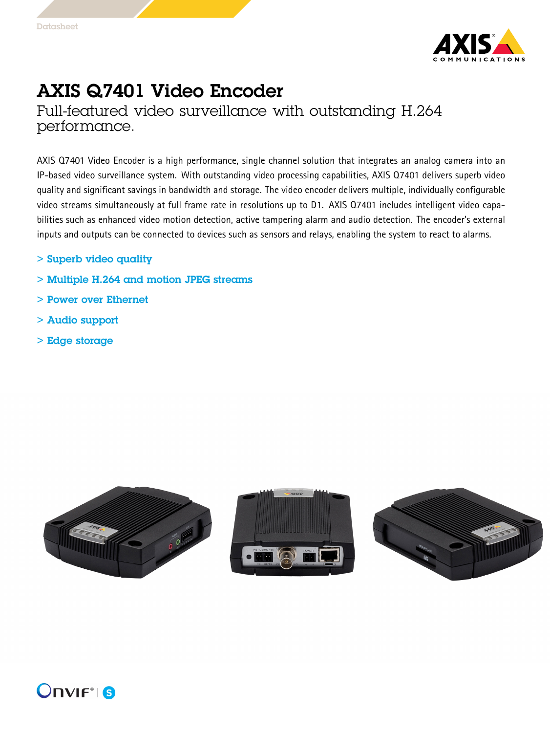Datasheet

# AXIS Q7401 Video Encoder

## Full-featured video surveillance with outstanding H.264 performance.

AXIS Q7401 Video Encoder is a high performance, single channel solution that integrates an analog camera into an IP-based video surveillance system. With outstanding video processing capabilities, AXIS Q7401 delivers superb video quality and significant savings in bandwidth and storage. The video encoder delivers multiple, individually configurable video streams simultaneously at full frame rate in resolutions up to D1. AXIS Q7401 includes intelligent video capabilities such as enhanced video motion detection, active tampering alarm and audio detection. The encoder's external inputs and outputs can be connected to devices such as sensors and relays, enabling the system to react to alarms.

> **Superb video quality**

> **Multiple H.264 and motion JPEG streams**

> **Power over Ethernet**

> **Audio support**

> **Edge storage**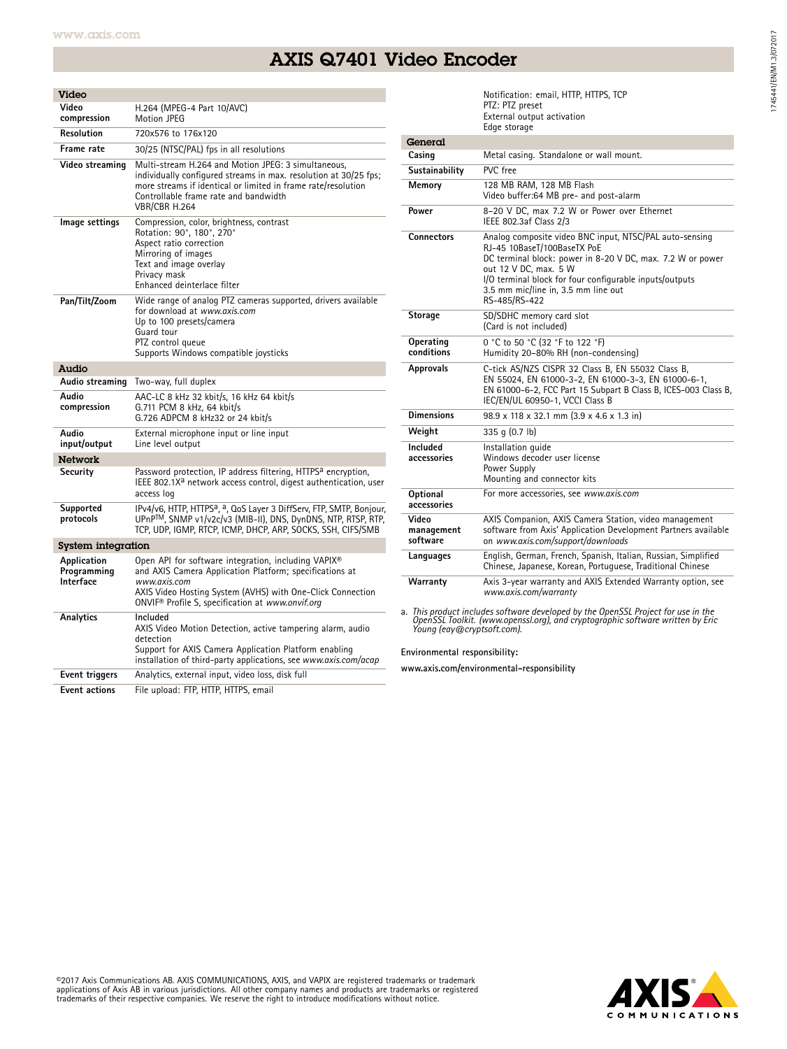# AXIS Q7401 Video Encoder

## Video

| | |
|---|---|
| Video compression | H.264 (MPEG-4 Part 10/AVC)<br>Motion JPEG |
| Resolution | 720x576 to 176x120 |
| Frame rate | 30/25 (NTSC/PAL) fps in all resolutions |
| Video streaming | Multi-stream H.264 and Motion JPEG: 3 simultaneous, individually configured streams in max. resolution at 30/25 fps; more streams if identical or limited in frame rate/resolution<br>Controllable frame rate and bandwidth<br>VBR/CBR H.264 |
| Image settings | Compression, color, brightness, contrast<br>Rotation: 90°, 180°, 270°<br>Aspect ratio correction<br>Mirroring of images<br>Text and image overlay<br>Privacy mask<br>Enhanced deinterlace filter |
| Pan/Tilt/Zoom | Wide range of analog PTZ cameras supported, drivers available for download at *www.axis.com*<br>Up to 100 presets/camera<br>Guard tour<br>PTZ control queue<br>Supports Windows compatible joysticks |

## Audio

| | |
|---|---|
| Audio streaming | Two-way, full duplex |
| Audio compression | AAC-LC 8 kHz 32 kbit/s, 16 kHz 64 kbit/s<br>G.711 PCM 8 kHz, 64 kbit/s<br>G.726 ADPCM 8 kHz32 or 24 kbit/s |
| Audio input/output | External microphone input or line input<br>Line level output |

## Network

| | |
|---|---|
| Security | Password protection, IP address filtering, HTTPS[a] encryption, IEEE 802.1X[a] network access control, digest authentication, user access log |
| Supported protocols | IPv4/v6, HTTP, HTTPS[a], [a], QoS Layer 3 DiffServ, FTP, SMTP, Bonjour, UPnP™, SNMP v1/v2c/v3 (MIB-II), DNS, DynDNS, NTP, RTSP, RTP, TCP, UDP, IGMP, RTCP, ICMP, DHCP, ARP, SOCKS, SSH, CIFS/SMB |

## System integration

| | |
|---|---|
| Application Programming Interface | Open API for software integration, including VAPIX® and AXIS Camera Application Platform; specifications at *www.axis.com*<br>AXIS Video Hosting System (AVHS) with One-Click Connection<br>ONVIF® Profile S, specification at *www.onvif.org* |
| Analytics | Included<br>AXIS Video Motion Detection, active tampering alarm, audio detection<br>Support for AXIS Camera Application Platform enabling installation of third-party applications, see *www.axis.com/acap* |
| Event triggers | Analytics, external input, video loss, disk full |
| Event actions | File upload: FTP, HTTP, HTTPS, email<br>Notification: email, HTTP, HTTPS, TCP<br>PTZ: PTZ preset<br>External output activation<br>Edge storage |

## General

| | |
|---|---|
| Casing | Metal casing. Standalone or wall mount. |
| Sustainability | PVC free |
| Memory | 128 MB RAM, 128 MB Flash<br>Video buffer:64 MB pre- and post-alarm |
| Power | 8–20 V DC, max 7.2 W or Power over Ethernet IEEE 802.3af Class 2/3 |
| Connectors | Analog composite video BNC input, NTSC/PAL auto-sensing<br>RJ-45 10BaseT/100BaseTX PoE<br>DC terminal block: power in 8-20 V DC, max. 7.2 W or power out 12 V DC, max. 5 W<br>I/O terminal block for four configurable inputs/outputs<br>3.5 mm mic/line in, 3.5 mm line out<br>RS-485/RS-422 |
| Storage | SD/SDHC memory card slot<br>(Card is not included) |
| Operating conditions | 0 °C to 50 °C (32 °F to 122 °F)<br>Humidity 20–80% RH (non-condensing) |
| Approvals | C-tick AS/NZS CISPR 32 Class B, EN 55032 Class B, EN 55024, EN 61000-3-2, EN 61000-3-3, EN 61000-6-1, EN 61000-6-2, FCC Part 15 Subpart B Class B, ICES-003 Class B, IEC/EN/UL 60950-1, VCCI Class B |
| Dimensions | 98.9 x 118 x 32.1 mm (3.9 x 4.6 x 1.3 in) |
| Weight | 335 g (0.7 lb) |
| Included accessories | Installation guide<br>Windows decoder user license<br>Power Supply<br>Mounting and connector kits |
| Optional accessories | For more accessories, see *www.axis.com* |
| Video management software | AXIS Companion, AXIS Camera Station, video management software from Axis' Application Development Partners available on *www.axis.com/support/downloads* |
| Languages | English, German, French, Spanish, Italian, Russian, Simplified Chinese, Japanese, Korean, Portuguese, Traditional Chinese |
| Warranty | Axis 3-year warranty and AXIS Extended Warranty option, see *www.axis.com/warranty* |

a. *This product includes software developed by the OpenSSL Project for use in the OpenSSL Toolkit. (www.openssl.org), and cryptographic software written by Eric Young (eay@cryptsoft.com).*

**Environmental responsibility:**

**www.axis.com/environmental-responsibility**

©2017 Axis Communications AB. AXIS COMMUNICATIONS, AXIS, and VAPIX are registered trademarks or trademark applications of Axis AB in various jurisdictions. All other company names and products are trademarks or registered trademarks of their respective companies. We reserve the right to introduce modifications without notice.